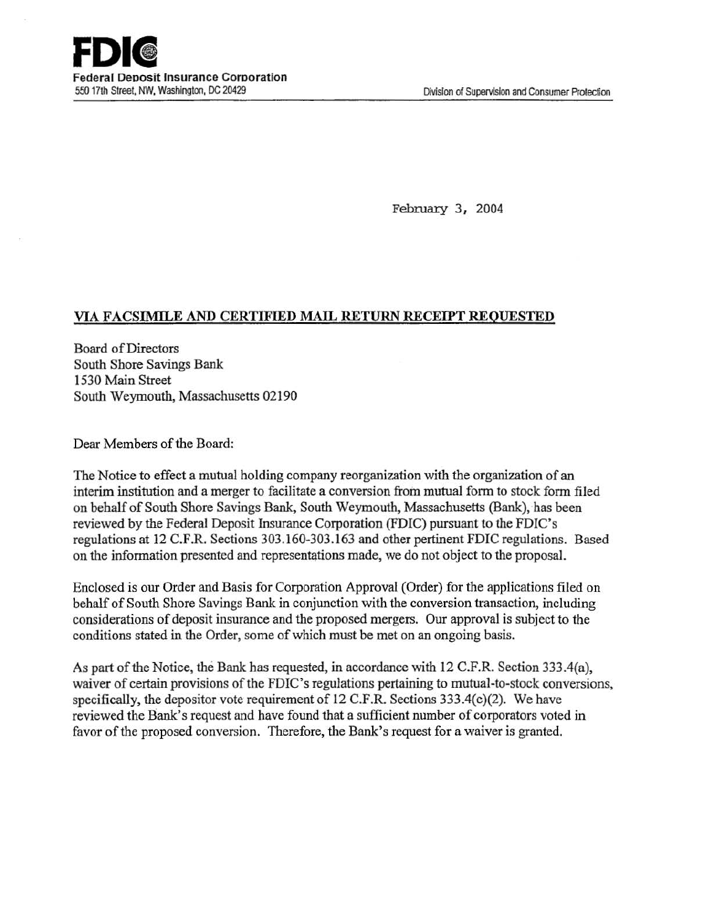**FDIC**
**Federal Deposit Insurance Corporation**
550 17th Street, NW, Washington, DC 20429

Division of Supervision and Consumer Protection

February 3, 2004

**VIA FACSIMILE AND CERTIFIED MAIL RETURN RECEIPT REQUESTED**

Board of Directors
South Shore Savings Bank
1530 Main Street
South Weymouth, Massachusetts 02190

Dear Members of the Board:

The Notice to effect a mutual holding company reorganization with the organization of an interim institution and a merger to facilitate a conversion from mutual form to stock form filed on behalf of South Shore Savings Bank, South Weymouth, Massachusetts (Bank), has been reviewed by the Federal Deposit Insurance Corporation (FDIC) pursuant to the FDIC's regulations at 12 C.F.R. Sections 303.160-303.163 and other pertinent FDIC regulations. Based on the information presented and representations made, we do not object to the proposal.

Enclosed is our Order and Basis for Corporation Approval (Order) for the applications filed on behalf of South Shore Savings Bank in conjunction with the conversion transaction, including considerations of deposit insurance and the proposed mergers. Our approval is subject to the conditions stated in the Order, some of which must be met on an ongoing basis.

As part of the Notice, the Bank has requested, in accordance with 12 C.F.R. Section 333.4(a), waiver of certain provisions of the FDIC's regulations pertaining to mutual-to-stock conversions, specifically, the depositor vote requirement of 12 C.F.R. Sections 333.4(c)(2). We have reviewed the Bank's request and have found that a sufficient number of corporators voted in favor of the proposed conversion. Therefore, the Bank's request for a waiver is granted.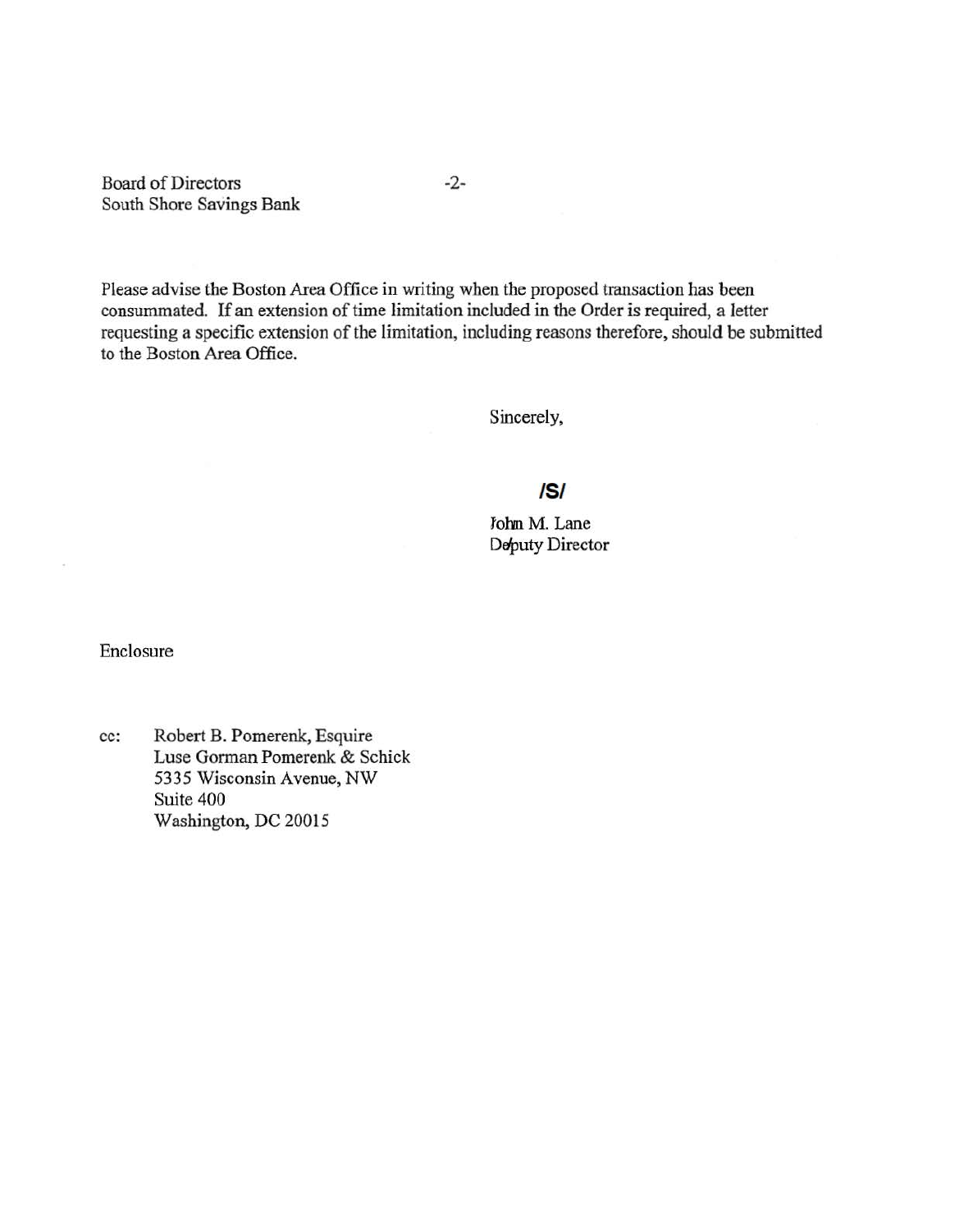Board of Directors
South Shore Savings Bank

Please advise the Boston Area Office in writing when the proposed transaction has been consummated. If an extension of time limitation included in the Order is required, a letter requesting a specific extension of the limitation, including reasons therefore, should be submitted to the Boston Area Office.

Sincerely,

/S/

John M. Lane
Deputy Director

Enclosure

cc: Robert B. Pomerenk, Esquire
Luse Gorman Pomerenk & Schick
5335 Wisconsin Avenue, NW
Suite 400
Washington, DC 20015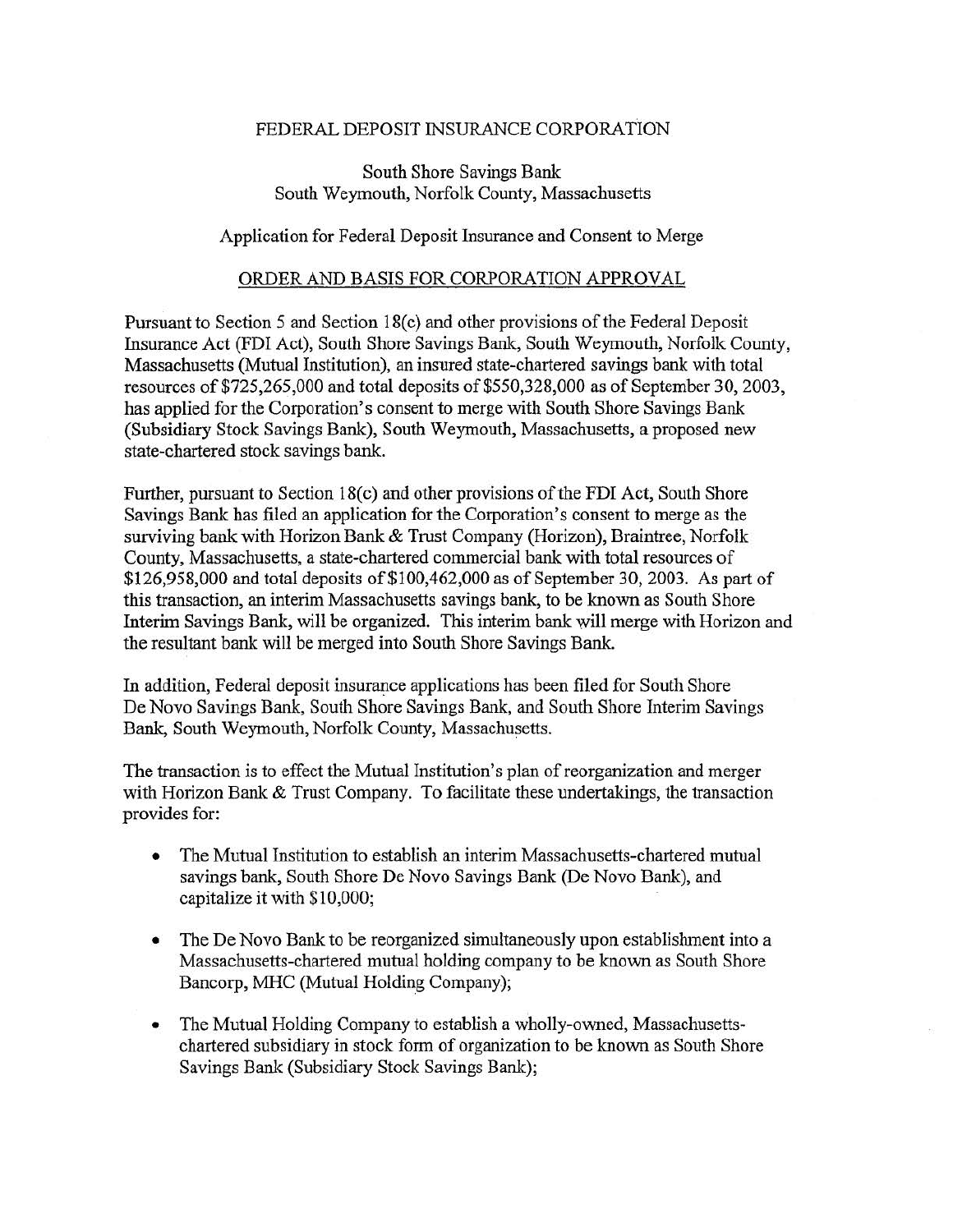FEDERAL DEPOSIT INSURANCE CORPORATION

South Shore Savings Bank
South Weymouth, Norfolk County, Massachusetts

Application for Federal Deposit Insurance and Consent to Merge

## ORDER AND BASIS FOR CORPORATION APPROVAL

Pursuant to Section 5 and Section 18(c) and other provisions of the Federal Deposit Insurance Act (FDI Act), South Shore Savings Bank, South Weymouth, Norfolk County, Massachusetts (Mutual Institution), an insured state-chartered savings bank with total resources of $725,265,000 and total deposits of $550,328,000 as of September 30, 2003, has applied for the Corporation's consent to merge with South Shore Savings Bank (Subsidiary Stock Savings Bank), South Weymouth, Massachusetts, a proposed new state-chartered stock savings bank.

Further, pursuant to Section 18(c) and other provisions of the FDI Act, South Shore Savings Bank has filed an application for the Corporation's consent to merge as the surviving bank with Horizon Bank & Trust Company (Horizon), Braintree, Norfolk County, Massachusetts, a state-chartered commercial bank with total resources of $126,958,000 and total deposits of $100,462,000 as of September 30, 2003. As part of this transaction, an interim Massachusetts savings bank, to be known as South Shore Interim Savings Bank, will be organized. This interim bank will merge with Horizon and the resultant bank will be merged into South Shore Savings Bank.

In addition, Federal deposit insurance applications has been filed for South Shore De Novo Savings Bank, South Shore Savings Bank, and South Shore Interim Savings Bank, South Weymouth, Norfolk County, Massachusetts.

The transaction is to effect the Mutual Institution's plan of reorganization and merger with Horizon Bank & Trust Company. To facilitate these undertakings, the transaction provides for:

- The Mutual Institution to establish an interim Massachusetts-chartered mutual savings bank, South Shore De Novo Savings Bank (De Novo Bank), and capitalize it with $10,000;
- The De Novo Bank to be reorganized simultaneously upon establishment into a Massachusetts-chartered mutual holding company to be known as South Shore Bancorp, MHC (Mutual Holding Company);
- The Mutual Holding Company to establish a wholly-owned, Massachusetts-chartered subsidiary in stock form of organization to be known as South Shore Savings Bank (Subsidiary Stock Savings Bank);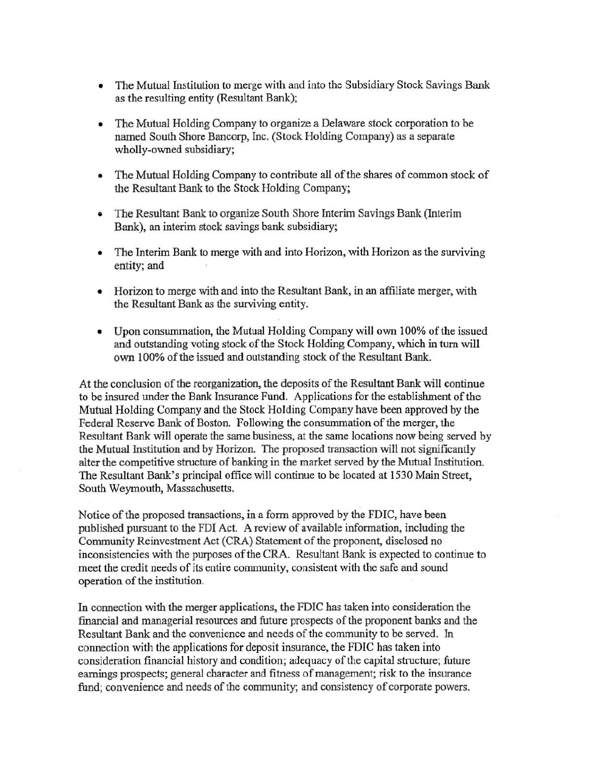- The Mutual Institution to merge with and into the Subsidiary Stock Savings Bank as the resulting entity (Resultant Bank);

- The Mutual Holding Company to organize a Delaware stock corporation to be named South Shore Bancorp, Inc. (Stock Holding Company) as a separate wholly-owned subsidiary;

- The Mutual Holding Company to contribute all of the shares of common stock of the Resultant Bank to the Stock Holding Company;

- The Resultant Bank to organize South Shore Interim Savings Bank (Interim Bank), an interim stock savings bank subsidiary;

- The Interim Bank to merge with and into Horizon, with Horizon as the surviving entity; and

- Horizon to merge with and into the Resultant Bank, in an affiliate merger, with the Resultant Bank as the surviving entity.

- Upon consummation, the Mutual Holding Company will own 100% of the issued and outstanding voting stock of the Stock Holding Company, which in turn will own 100% of the issued and outstanding stock of the Resultant Bank.

At the conclusion of the reorganization, the deposits of the Resultant Bank will continue to be insured under the Bank Insurance Fund. Applications for the establishment of the Mutual Holding Company and the Stock Holding Company have been approved by the Federal Reserve Bank of Boston. Following the consummation of the merger, the Resultant Bank will operate the same business, at the same locations now being served by the Mutual Institution and by Horizon. The proposed transaction will not significantly alter the competitive structure of banking in the market served by the Mutual Institution. The Resultant Bank's principal office will continue to be located at 1530 Main Street, South Weymouth, Massachusetts.

Notice of the proposed transactions, in a form approved by the FDIC, have been published pursuant to the FDI Act. A review of available information, including the Community Reinvestment Act (CRA) Statement of the proponent, disclosed no inconsistencies with the purposes of the CRA. Resultant Bank is expected to continue to meet the credit needs of its entire community, consistent with the safe and sound operation of the institution.

In connection with the merger applications, the FDIC has taken into consideration the financial and managerial resources and future prospects of the proponent banks and the Resultant Bank and the convenience and needs of the community to be served. In connection with the applications for deposit insurance, the FDIC has taken into consideration financial history and condition; adequacy of the capital structure; future earnings prospects; general character and fitness of management; risk to the insurance fund; convenience and needs of the community; and consistency of corporate powers.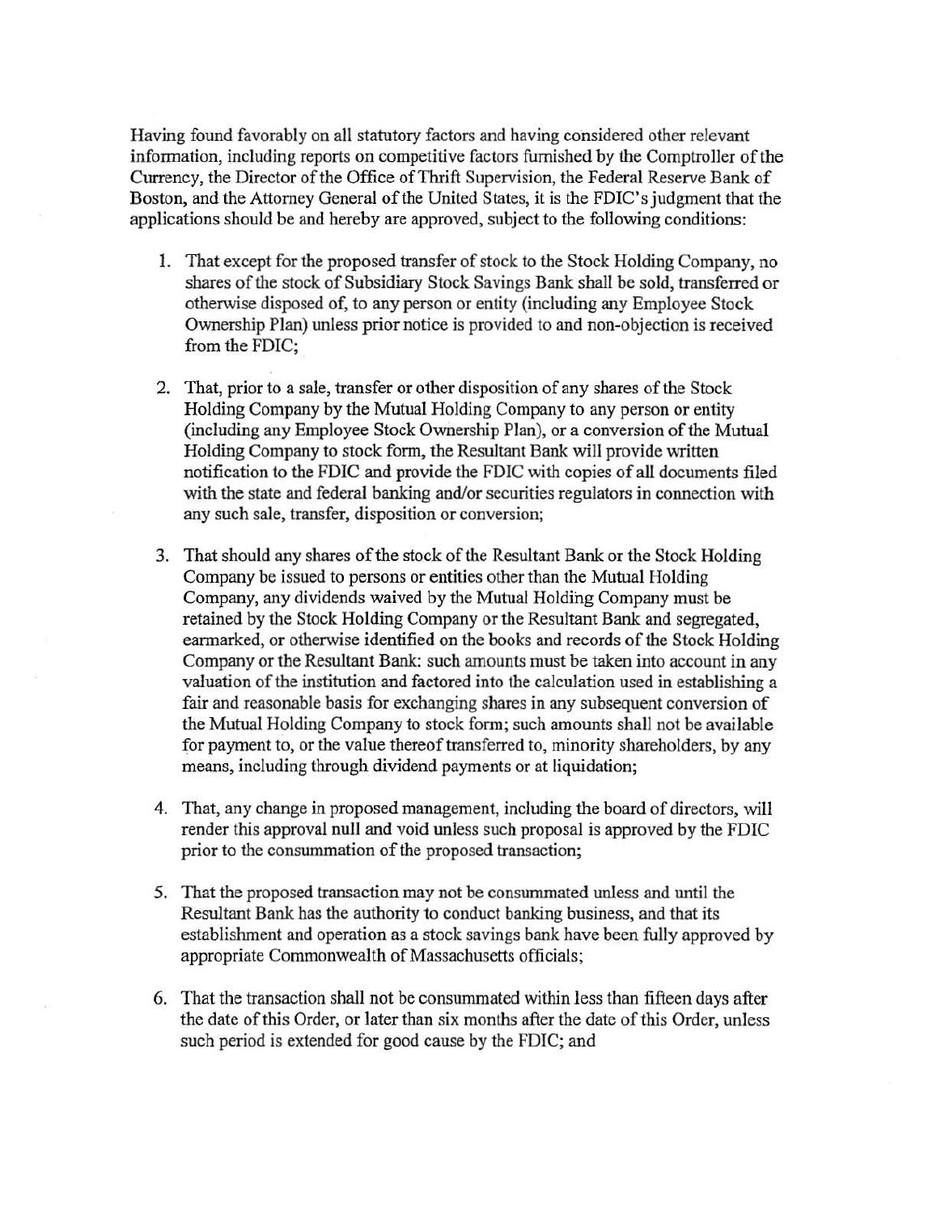Having found favorably on all statutory factors and having considered other relevant information, including reports on competitive factors furnished by the Comptroller of the Currency, the Director of the Office of Thrift Supervision, the Federal Reserve Bank of Boston, and the Attorney General of the United States, it is the FDIC's judgment that the applications should be and hereby are approved, subject to the following conditions:

1. That except for the proposed transfer of stock to the Stock Holding Company, no shares of the stock of Subsidiary Stock Savings Bank shall be sold, transferred or otherwise disposed of, to any person or entity (including any Employee Stock Ownership Plan) unless prior notice is provided to and non-objection is received from the FDIC;

2. That, prior to a sale, transfer or other disposition of any shares of the Stock Holding Company by the Mutual Holding Company to any person or entity (including any Employee Stock Ownership Plan), or a conversion of the Mutual Holding Company to stock form, the Resultant Bank will provide written notification to the FDIC and provide the FDIC with copies of all documents filed with the state and federal banking and/or securities regulators in connection with any such sale, transfer, disposition or conversion;

3. That should any shares of the stock of the Resultant Bank or the Stock Holding Company be issued to persons or entities other than the Mutual Holding Company, any dividends waived by the Mutual Holding Company must be retained by the Stock Holding Company or the Resultant Bank and segregated, earmarked, or otherwise identified on the books and records of the Stock Holding Company or the Resultant Bank: such amounts must be taken into account in any valuation of the institution and factored into the calculation used in establishing a fair and reasonable basis for exchanging shares in any subsequent conversion of the Mutual Holding Company to stock form; such amounts shall not be available for payment to, or the value thereof transferred to, minority shareholders, by any means, including through dividend payments or at liquidation;

4. That, any change in proposed management, including the board of directors, will render this approval null and void unless such proposal is approved by the FDIC prior to the consummation of the proposed transaction;

5. That the proposed transaction may not be consummated unless and until the Resultant Bank has the authority to conduct banking business, and that its establishment and operation as a stock savings bank have been fully approved by appropriate Commonwealth of Massachusetts officials;

6. That the transaction shall not be consummated within less than fifteen days after the date of this Order, or later than six months after the date of this Order, unless such period is extended for good cause by the FDIC; and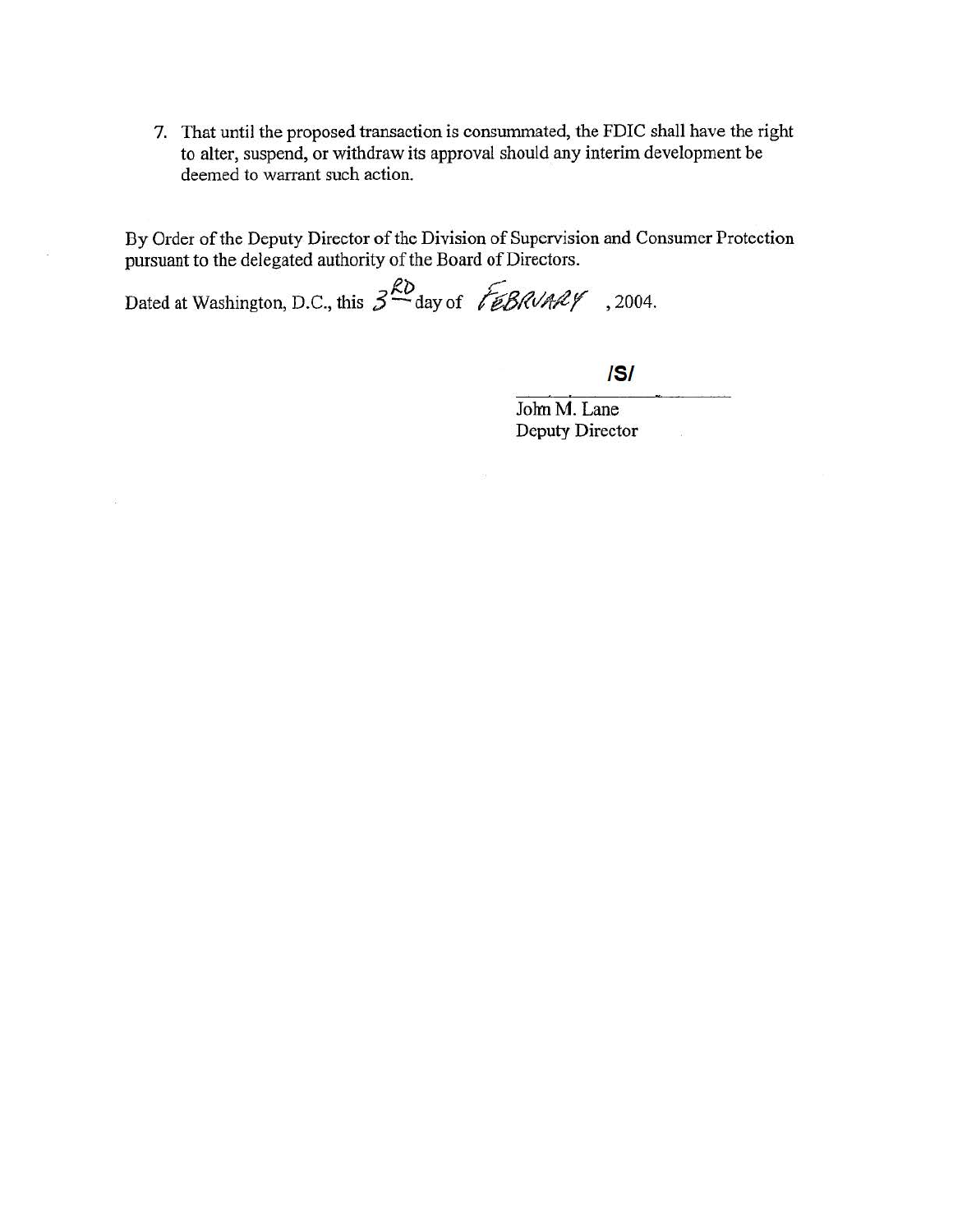7. That until the proposed transaction is consummated, the FDIC shall have the right to alter, suspend, or withdraw its approval should any interim development be deemed to warrant such action.

By Order of the Deputy Director of the Division of Supervision and Consumer Protection pursuant to the delegated authority of the Board of Directors.

Dated at Washington, D.C., this 3RD day of FEBRUARY, 2004.

/S/

John M. Lane
Deputy Director